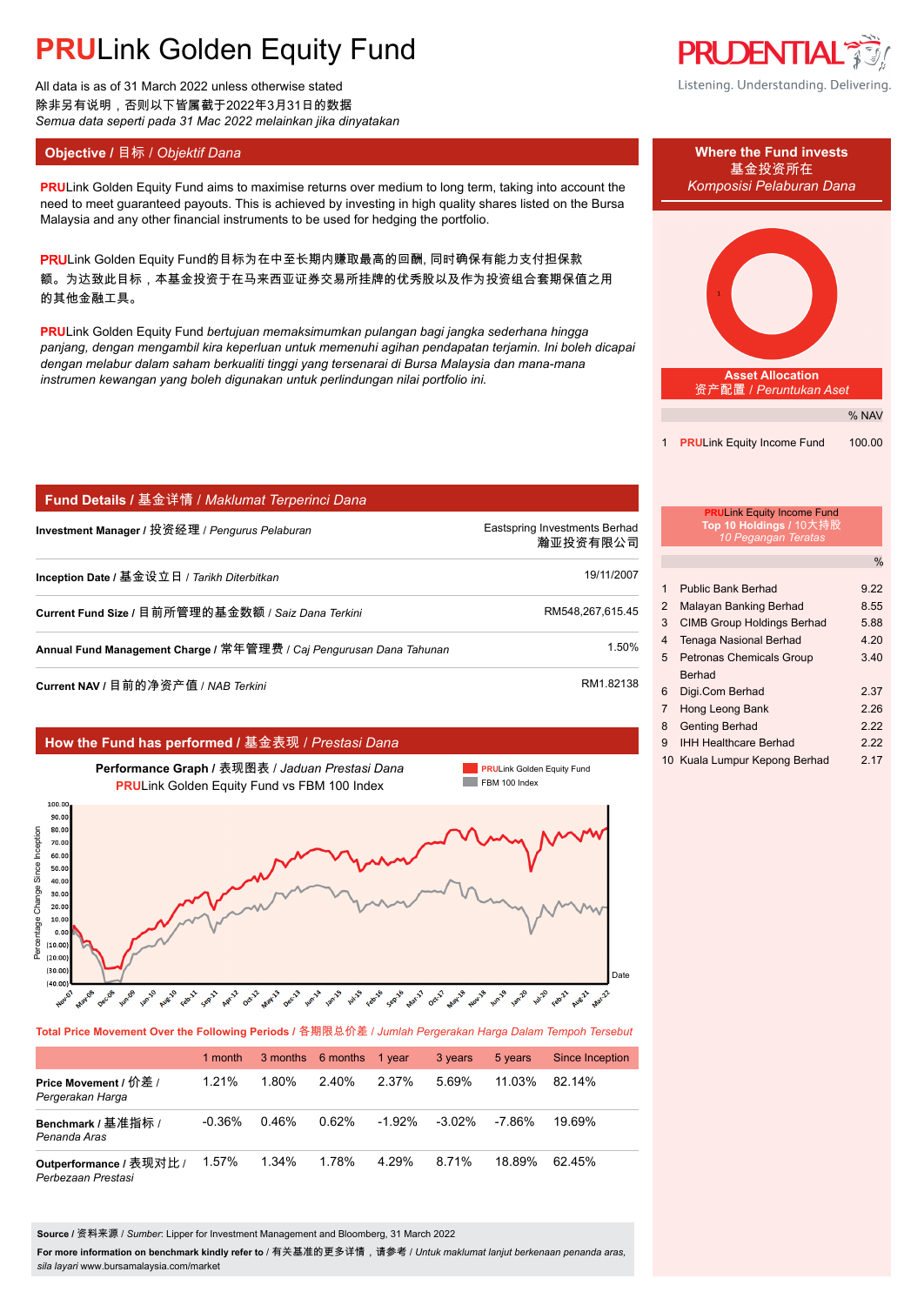# PRULink Golden Equity Fund

All data is as of 31 March 2022 unless otherwise stated
除非另有说明，否则以下皆属截于2022年3月31日的数据
*Semua data seperti pada 31 Mac 2022 melainkan jika dinyatakan*

Listening. Understanding. Delivering.

## Objective / 目标 / *Objektif Dana*

PRULink Golden Equity Fund aims to maximise returns over medium to long term, taking into account the need to meet guaranteed payouts. This is achieved by investing in high quality shares listed on the Bursa Malaysia and any other financial instruments to be used for hedging the portfolio.

PRULink Golden Equity Fund的目标为在中至长期内赚取最高的回酬, 同时确保有能力支付担保款额。为达致此目标，本基金投资于在马来西亚证券交易所挂牌的优秀股以及作为投资组合套期保值之用的其他金融工具。

PRULink Golden Equity Fund *bertujuan memaksimumkan pulangan bagi jangka sederhana hingga panjang, dengan mengambil kira keperluan untuk memenuhi agihan pendapatan terjamin. Ini boleh dicapai dengan melabur dalam saham berkualiti tinggi yang tersenarai di Bursa Malaysia dan mana-mana instrumen kewangan yang boleh digunakan untuk perlindungan nilai portfolio ini.*

## Where the Fund invests / 基金投资所在 / *Komposisi Pelaburan Dana*

### Asset Allocation / 资产配置 / *Peruntukan Aset*

| | | % NAV |
|---|---|---|
| 1 | PRULink Equity Income Fund | 100.00 |

## Fund Details / 基金详情 / *Maklumat Terperinci Dana*

| | |
|---|---|
| **Investment Manager** / 投资经理 / *Pengurus Pelaburan* | Eastspring Investments Berhad 瀚亚投资有限公司 |
| **Inception Date** / 基金设立日 / *Tarikh Diterbitkan* | 19/11/2007 |
| **Current Fund Size** / 目前所管理的基金数额 / *Saiz Dana Terkini* | RM548,267,615.45 |
| **Annual Fund Management Charge** / 常年管理费 / *Caj Pengurusan Dana Tahunan* | 1.50% |
| **Current NAV** / 目前的净资产值 / *NAB Terkini* | RM1.82138 |

### PRULink Equity Income Fund Top 10 Holdings / 10大持股 / *10 Pegangan Teratas*

| | | % |
|---|---|---|
| 1 | Public Bank Berhad | 9.22 |
| 2 | Malayan Banking Berhad | 8.55 |
| 3 | CIMB Group Holdings Berhad | 5.88 |
| 4 | Tenaga Nasional Berhad | 4.20 |
| 5 | Petronas Chemicals Group Berhad | 3.40 |
| 6 | Digi.Com Berhad | 2.37 |
| 7 | Hong Leong Bank | 2.26 |
| 8 | Genting Berhad | 2.22 |
| 9 | IHH Healthcare Berhad | 2.22 |
| 10 | Kuala Lumpur Kepong Berhad | 2.17 |

## How the Fund has performed / 基金表现 / *Prestasi Dana*

**Performance Graph** / 表现图表 / *Jaduan Prestasi Dana*
PRULink Golden Equity Fund vs FBM 100 Index

### Total Price Movement Over the Following Periods / 各期限总价差 / *Jumlah Pergerakan Harga Dalam Tempoh Tersebut*

| | 1 month | 3 months | 6 months | 1 year | 3 years | 5 years | Since Inception |
|---|---|---|---|---|---|---|---|
| **Price Movement** / 价差 / *Pergerakan Harga* | 1.21% | 1.80% | 2.40% | 2.37% | 5.69% | 11.03% | 82.14% |
| **Benchmark** / 基准指标 / *Penanda Aras* | -0.36% | 0.46% | 0.62% | -1.92% | -3.02% | -7.86% | 19.69% |
| **Outperformance** / 表现对比 / *Perbezaan Prestasi* | 1.57% | 1.34% | 1.78% | 4.29% | 8.71% | 18.89% | 62.45% |

**Source** / 资料来源 / *Sumber*: Lipper for Investment Management and Bloomberg, 31 March 2022

**For more information on benchmark kindly refer to** / 有关基准的更多详情，请参考 / *Untuk maklumat lanjut berkenaan penanda aras, sila layari* www.bursamalaysia.com/market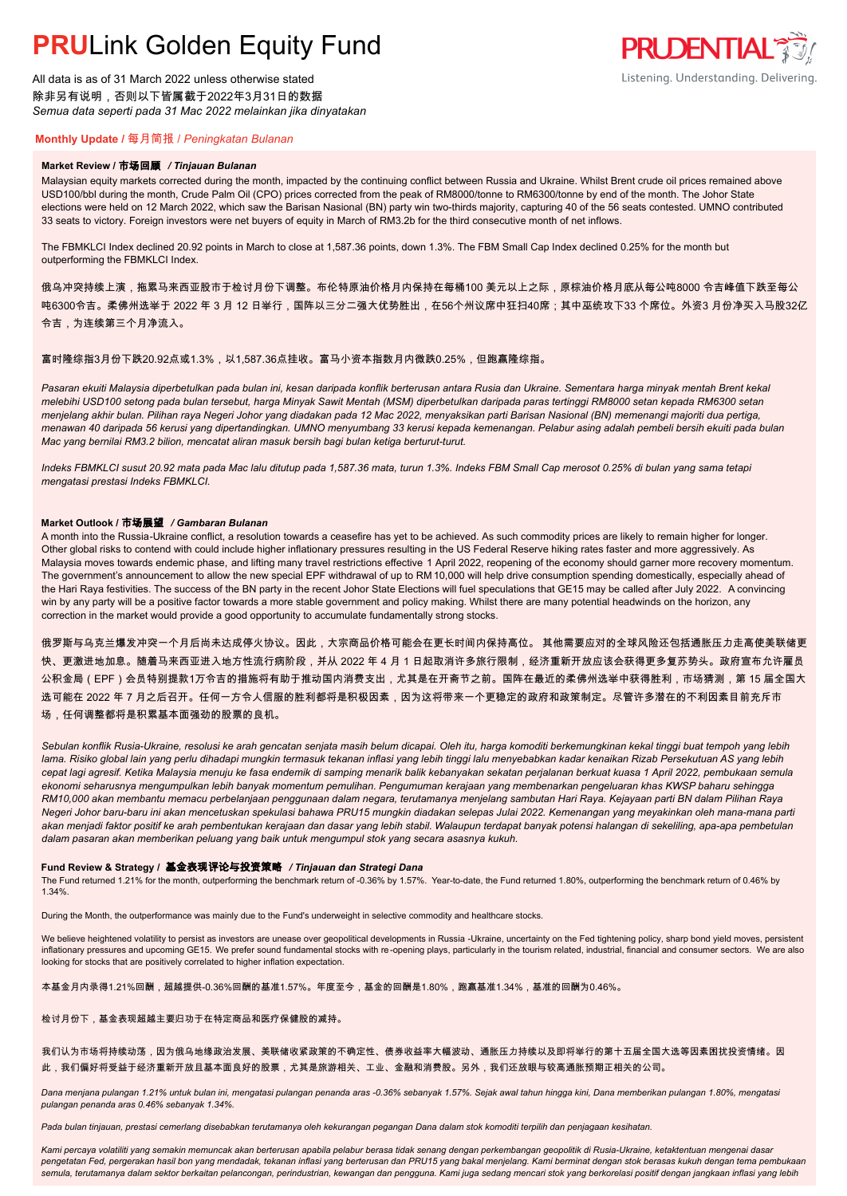# **PRU**Link Golden Equity Fund

All data is as of 31 March 2022 unless otherwise stated
除非另有说明，否则以下皆属截于2022年3月31日的数据
*Semua data seperti pada 31 Mac 2022 melainkan jika dinyatakan*

## **Monthly Update** / 每月简报 / *Peningkatan Bulanan*

### **Market Review / 市场回顾 / *Tinjauan Bulanan***

Malaysian equity markets corrected during the month, impacted by the continuing conflict between Russia and Ukraine. Whilst Brent crude oil prices remained above USD100/bbl during the month, Crude Palm Oil (CPO) prices corrected from the peak of RM8000/tonne to RM6300/tonne by end of the month. The Johor State elections were held on 12 March 2022, which saw the Barisan Nasional (BN) party win two-thirds majority, capturing 40 of the 56 seats contested. UMNO contributed 33 seats to victory. Foreign investors were net buyers of equity in March of RM3.2b for the third consecutive month of net inflows.

The FBMKLCI Index declined 20.92 points in March to close at 1,587.36 points, down 1.3%. The FBM Small Cap Index declined 0.25% for the month but outperforming the FBMKLCI Index.

俄乌冲突持续上演，拖累马来西亚股市于检讨月份下调整。布伦特原油价格月内保持在每桶100 美元以上之际，原棕油价格月底从每公吨8000 令吉峰值下跌至每公吨6300令吉。柔佛州选举于 2022 年 3 月 12 日举行，国阵以三分二强大优势胜出，在56个州议席中狂扫40席；其中巫统攻下33 个席位。外资3 月份净买入马股32亿令吉，为连续第三个月净流入。

富时隆综指3月份下跌20.92点或1.3%，以1,587.36点挂收。富马小资本指数月内微跌0.25%，但跑赢隆综指。

*Pasaran ekuiti Malaysia diperbetulkan pada bulan ini, kesan daripada konflik berterusan antara Rusia dan Ukraine. Sementara harga minyak mentah Brent kekal melebihi USD100 setong pada bulan tersebut, harga Minyak Sawit Mentah (MSM) diperbetulkan daripada paras tertinggi RM8000 setan kepada RM6300 setan menjelang akhir bulan. Pilihan raya Negeri Johor yang diadakan pada 12 Mac 2022, menyaksikan parti Barisan Nasional (BN) memenangi majoriti dua pertiga, menawan 40 daripada 56 kerusi yang dipertandingkan. UMNO menyumbang 33 kerusi kepada kemenangan. Pelabur asing adalah pembeli bersih ekuiti pada bulan Mac yang bernilai RM3.2 bilion, mencatat aliran masuk bersih bagi bulan ketiga berturut-turut.*

*Indeks FBMKLCI susut 20.92 mata pada Mac lalu ditutup pada 1,587.36 mata, turun 1.3%. Indeks FBM Small Cap merosot 0.25% di bulan yang sama tetapi mengatasi prestasi Indeks FBMKLCI.*

### **Market Outlook / 市场展望 / *Gambaran Bulanan***

A month into the Russia-Ukraine conflict, a resolution towards a ceasefire has yet to be achieved. As such commodity prices are likely to remain higher for longer. Other global risks to contend with could include higher inflationary pressures resulting in the US Federal Reserve hiking rates faster and more aggressively. As Malaysia moves towards endemic phase, and lifting many travel restrictions effective 1 April 2022, reopening of the economy should garner more recovery momentum. The government's announcement to allow the new special EPF withdrawal of up to RM 10,000 will help drive consumption spending domestically, especially ahead of the Hari Raya festivities. The success of the BN party in the recent Johor State Elections will fuel speculations that GE15 may be called after July 2022. A convincing win by any party will be a positive factor towards a more stable government and policy making. Whilst there are many potential headwinds on the horizon, any correction in the market would provide a good opportunity to accumulate fundamentally strong stocks.

俄罗斯与乌克兰爆发冲突一个月后尚未达成停火协议。因此，大宗商品价格可能会在更长时间内保持高位。 其他需要应对的全球风险还包括通胀压力走高使美联储更快、更激进地加息。随着马来西亚进入地方性流行病阶段，并从 2022 年 4 月 1 日起取消许多旅行限制，经济重新开放应该会获得更多复苏势头。政府宣布允许雇员公积金局（EPF）会员特别提款1万令吉的措施将有助于推动国内消费支出，尤其是在开斋节之前。国阵在最近的柔佛州选举中获得胜利，市场猜测，第 15 届全国大选可能在 2022 年 7 月之后召开。任何一方令人信服的胜利都将是积极因素，因为这将带来一个更稳定的政府和政策制定。尽管许多潜在的不利因素目前充斥市场，任何调整都将是积累基本面强劲的股票的良机。

*Sebulan konflik Rusia-Ukraine, resolusi ke arah gencatan senjata masih belum dicapai. Oleh itu, harga komoditi berkemungkinan kekal tinggi buat tempoh yang lebih lama. Risiko global lain yang perlu dihadapi mungkin termasuk tekanan inflasi yang lebih tinggi lalu menyebabkan kadar kenaikan Rizab Persekutuan AS yang lebih cepat lagi agresif. Ketika Malaysia menuju ke fasa endemik di samping menarik balik kebanyakan sekatan perjalanan berkuat kuasa 1 April 2022, pembukaan semula ekonomi seharusnya mengumpulkan lebih banyak momentum pemulihan. Pengumuman kerajaan yang membenarkan pengeluaran khas KWSP baharu sehingga RM10,000 akan membantu memacu perbelanjaan penggunaan dalam negara, terutamanya menjelang sambutan Hari Raya. Kejayaan parti BN dalam Pilihan Raya Negeri Johor baru-baru ini akan mencetuskan spekulasi bahawa PRU15 mungkin diadakan selepas Julai 2022. Kemenangan yang meyakinkan oleh mana-mana parti akan menjadi faktor positif ke arah pembentukan kerajaan dan dasar yang lebih stabil. Walaupun terdapat banyak potensi halangan di sekeliling, apa-apa pembetulan dalam pasaran akan memberikan peluang yang baik untuk mengumpul stok yang secara asasnya kukuh.*

### **Fund Review & Strategy / 基金表现评论与投资策略 / *Tinjauan dan Strategi Dana***

The Fund returned 1.21% for the month, outperforming the benchmark return of -0.36% by 1.57%. Year-to-date, the Fund returned 1.80%, outperforming the benchmark return of 0.46% by 1.34%.

During the Month, the outperformance was mainly due to the Fund's underweight in selective commodity and healthcare stocks.

We believe heightened volatility to persist as investors are unease over geopolitical developments in Russia -Ukraine, uncertainty on the Fed tightening policy, sharp bond yield moves, persistent inflationary pressures and upcoming GE15. We prefer sound fundamental stocks with re-opening plays, particularly in the tourism related, industrial, financial and consumer sectors. We are also looking for stocks that are positively correlated to higher inflation expectation.

本基金月内录得1.21%回酬，超越提供-0.36%回酬的基准1.57%。年度至今，基金的回酬是1.80%，跑赢基准1.34%，基准的回酬为0.46%。

检讨月份下，基金表现超越主要归功于在特定商品和医疗保健股的减持。

我们认为市场将持续动荡，因为俄乌地缘政治发展、美联储收紧政策的不确定性、债券收益率大幅波动、通胀压力持续以及即将举行的第十五届全国大选等因素困扰投资情绪。因此，我们偏好将受益于经济重新开放且基本面良好的股票，尤其是旅游相关、工业、金融和消费股。另外，我们还放眼与较高通胀预期正相关的公司。

*Dana menjana pulangan 1.21% untuk bulan ini, mengatasi pulangan penanda aras -0.36% sebanyak 1.57%. Sejak awal tahun hingga kini, Dana memberikan pulangan 1.80%, mengatasi pulangan penanda aras 0.46% sebanyak 1.34%.*

*Pada bulan tinjauan, prestasi cemerlang disebabkan terutamanya oleh kekurangan pegangan Dana dalam stok komoditi terpilih dan penjagaan kesihatan.*

*Kami percaya volatiliti yang semakin memuncak akan berterusan apabila pelabur berasa tidak senang dengan perkembangan geopolitik di Rusia-Ukraine, ketaktentuan mengenai dasar pengetatan Fed, pergerakan hasil bon yang mendadak, tekanan inflasi yang berterusan dan PRU15 yang bakal menjelang. Kami berminat dengan stok berasas kukuh dengan tema pembukaan semula, terutamanya dalam sektor berkaitan pelancongan, perindustrian, kewangan dan pengguna. Kami juga sedang mencari stok yang berkorelasi positif dengan jangkaan inflasi yang lebih*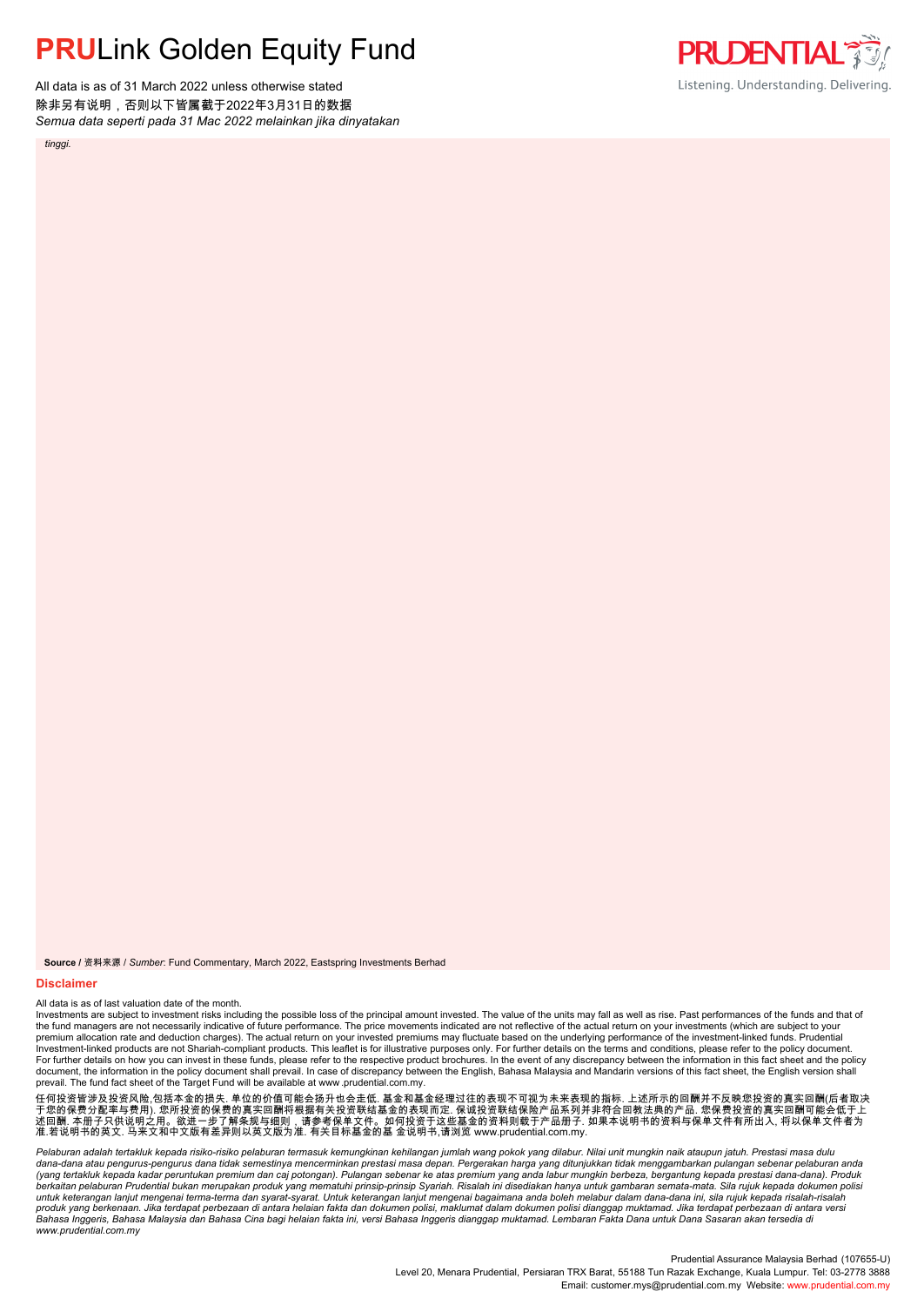*tinggi.*

**Source** / 资料来源 / *Sumber*: Fund Commentary, March 2022, Eastspring Investments Berhad

## Disclaimer

All data is as of last valuation date of the month.
Investments are subject to investment risks including the possible loss of the principal amount invested. The value of the units may fall as well as rise. Past performances of the funds and that of the fund managers are not necessarily indicative of future performance. The price movements indicated are not reflective of the actual return on your investments (which are subject to your premium allocation rate and deduction charges). The actual return on your invested premiums may fluctuate based on the underlying performance of the investment-linked funds. Prudential Investment-linked products are not Shariah-compliant products. This leaflet is for illustrative purposes only. For further details on the terms and conditions, please refer to the policy document. For further details on how you can invest in these funds, please refer to the respective product brochures. In the event of any discrepancy between the information in this fact sheet and the policy document, the information in the policy document shall prevail. In case of discrepancy between the English, Bahasa Malaysia and Mandarin versions of this fact sheet, the English version shall prevail. The fund fact sheet of the Target Fund will be available at www.prudential.com.my.

任何投资皆涉及投资风险,包括本金的损失. 单位的价值可能会扬升也会走低. 基金和基金经理过往的表现不可视为未来表现的指标. 上述所示的回酬并不反映您投资的真实回酬(后者取决于您的保费分配率与费用). 您所投资的保费的真实回酬将根据有关投资联结基金的表现而定. 保诚投资联结保险产品系列并非符合回教法典的产品. 您保费投资的真实回酬可能会低于上述回酬. 本册子只供说明之用。欲进一步了解条规与细则，请参考保单文件。如何投资于这些基金的资料则载于产品册子. 如果本说明书的资料与保单文件有所出入, 将以保单文件者为准.若说明书的英文. 马来文和中文版有差异则以英文版为准. 有关目标基金的基 金说明书,请浏览 www.prudential.com.my.

*Pelaburan adalah tertakluk kepada risiko-risiko pelaburan termasuk kemungkinan kehilangan jumlah wang pokok yang dilabur. Nilai unit mungkin naik ataupun jatuh. Prestasi masa dulu dana-dana atau pengurus-pengurus dana tidak semestinya mencerminkan prestasi masa depan. Pergerakan harga yang ditunjukkan tidak menggambarkan pulangan sebenar pelaburan anda (yang tertakluk kepada kadar peruntukan premium dan caj potongan). Pulangan sebenar ke atas premium yang anda labur mungkin berbeza, bergantung kepada prestasi dana-dana). Produk berkaitan pelaburan Prudential bukan merupakan produk yang mematuhi prinsip-prinsip Syariah. Risalah ini disediakan hanya untuk gambaran semata-mata. Sila rujuk kepada dokumen polisi untuk keterangan lanjut mengenai terma-terma dan syarat-syarat. Untuk keterangan lanjut mengenai bagaimana anda boleh melabur dalam dana-dana ini, sila rujuk kepada risalah-risalah produk yang berkenaan. Jika terdapat perbezaan di antara helaian fakta dan dokumen polisi, maklumat dalam dokumen polisi dianggap muktamad. Jika terdapat perbezaan di antara versi Bahasa Inggeris, Bahasa Malaysia dan Bahasa Cina bagi helaian fakta ini, versi Bahasa Inggeris dianggap muktamad. Lembaran Fakta Dana untuk Dana Sasaran akan tersedia di www.prudential.com.my*

Prudential Assurance Malaysia Berhad (107655-U)
Level 20, Menara Prudential, Persiaran TRX Barat, 55188 Tun Razak Exchange, Kuala Lumpur. Tel: 03-2778 3888
Email: customer.mys@prudential.com.my Website: www.prudential.com.my